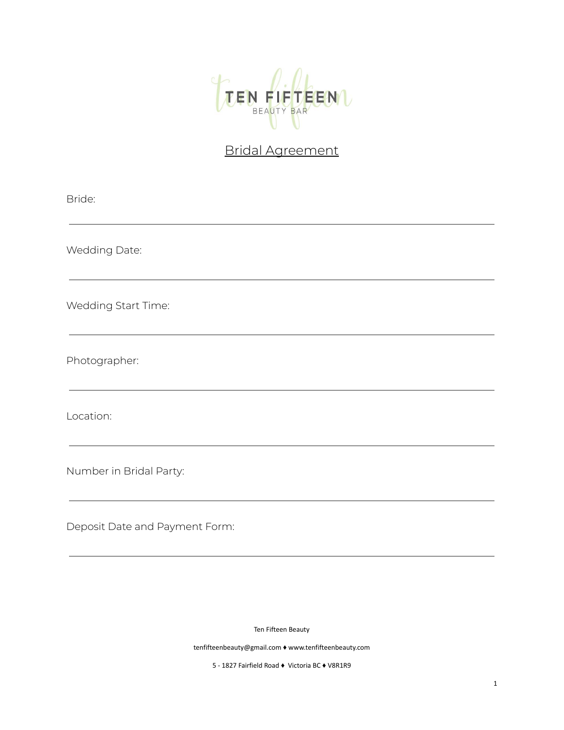TEN FIFTEEN
BEAUTY BAR

# Bridal Agreement

Bride:

_______________________________________________

Wedding Date:

_______________________________________________

Wedding Start Time:

_______________________________________________

Photographer:

_______________________________________________

Location:

_______________________________________________

Number in Bridal Party:

_______________________________________________

Deposit Date and Payment Form:

_______________________________________________

Ten Fifteen Beauty

tenfifteenbeauty@gmail.com ♦ www.tenfifteenbeauty.com

5 - 1827 Fairfield Road ♦ Victoria BC ♦ V8R1R9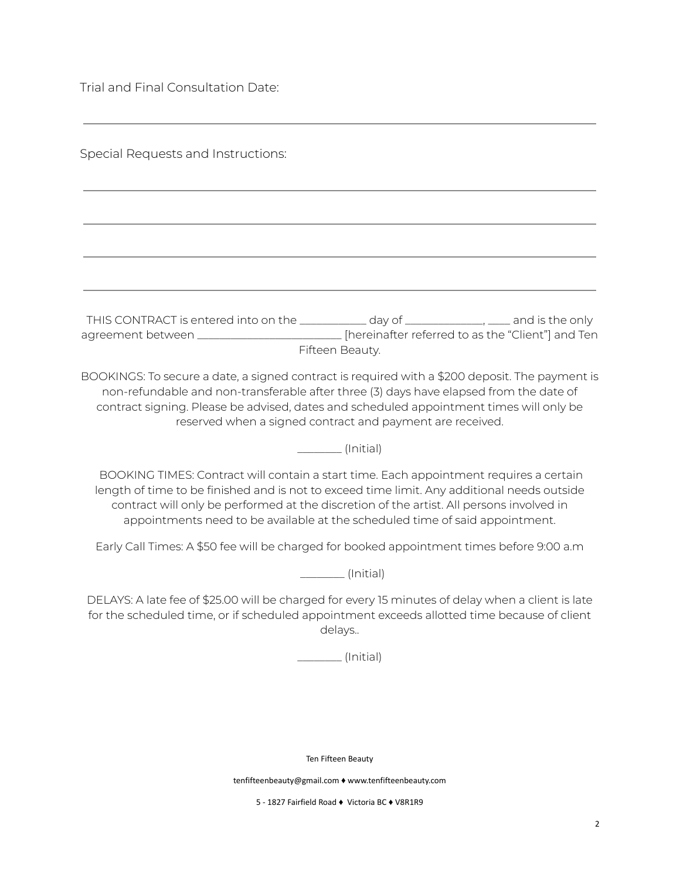Trial and Final Consultation Date:

\_\_\_\_\_\_\_\_\_\_\_\_\_\_\_\_\_\_\_\_\_\_\_\_\_\_\_\_\_\_\_\_\_\_\_\_\_\_\_\_\_\_\_\_\_\_\_\_\_\_\_\_\_\_\_\_\_\_\_\_\_\_\_\_\_\_\_\_

Special Requests and Instructions:

\_\_\_\_\_\_\_\_\_\_\_\_\_\_\_\_\_\_\_\_\_\_\_\_\_\_\_\_\_\_\_\_\_\_\_\_\_\_\_\_\_\_\_\_\_\_\_\_\_\_\_\_\_\_\_\_\_\_\_\_\_\_\_\_\_\_\_\_

\_\_\_\_\_\_\_\_\_\_\_\_\_\_\_\_\_\_\_\_\_\_\_\_\_\_\_\_\_\_\_\_\_\_\_\_\_\_\_\_\_\_\_\_\_\_\_\_\_\_\_\_\_\_\_\_\_\_\_\_\_\_\_\_\_\_\_\_

\_\_\_\_\_\_\_\_\_\_\_\_\_\_\_\_\_\_\_\_\_\_\_\_\_\_\_\_\_\_\_\_\_\_\_\_\_\_\_\_\_\_\_\_\_\_\_\_\_\_\_\_\_\_\_\_\_\_\_\_\_\_\_\_\_\_\_\_

\_\_\_\_\_\_\_\_\_\_\_\_\_\_\_\_\_\_\_\_\_\_\_\_\_\_\_\_\_\_\_\_\_\_\_\_\_\_\_\_\_\_\_\_\_\_\_\_\_\_\_\_\_\_\_\_\_\_\_\_\_\_\_\_\_\_\_\_

THIS CONTRACT is entered into on the \_\_\_\_\_\_\_\_\_\_\_\_ day of \_\_\_\_\_\_\_\_\_\_\_\_\_\_, \_\_\_\_ and is the only agreement between \_\_\_\_\_\_\_\_\_\_\_\_\_\_\_\_\_\_\_\_\_\_\_\_\_\_ [hereinafter referred to as the "Client"] and Ten Fifteen Beauty.

BOOKINGS: To secure a date, a signed contract is required with a $200 deposit. The payment is non-refundable and non-transferable after three (3) days have elapsed from the date of contract signing. Please be advised, dates and scheduled appointment times will only be reserved when a signed contract and payment are received.

\_\_\_\_\_\_\_\_ (Initial)

BOOKING TIMES: Contract will contain a start time. Each appointment requires a certain length of time to be finished and is not to exceed time limit. Any additional needs outside contract will only be performed at the discretion of the artist. All persons involved in appointments need to be available at the scheduled time of said appointment.

Early Call Times: A $50 fee will be charged for booked appointment times before 9:00 a.m

\_\_\_\_\_\_\_\_ (Initial)

DELAYS: A late fee of $25.00 will be charged for every 15 minutes of delay when a client is late for the scheduled time, or if scheduled appointment exceeds allotted time because of client delays..

\_\_\_\_\_\_\_\_ (Initial)

Ten Fifteen Beauty

tenfifteenbeauty@gmail.com ♦ www.tenfifteenbeauty.com

5 - 1827 Fairfield Road ♦ Victoria BC ♦ V8R1R9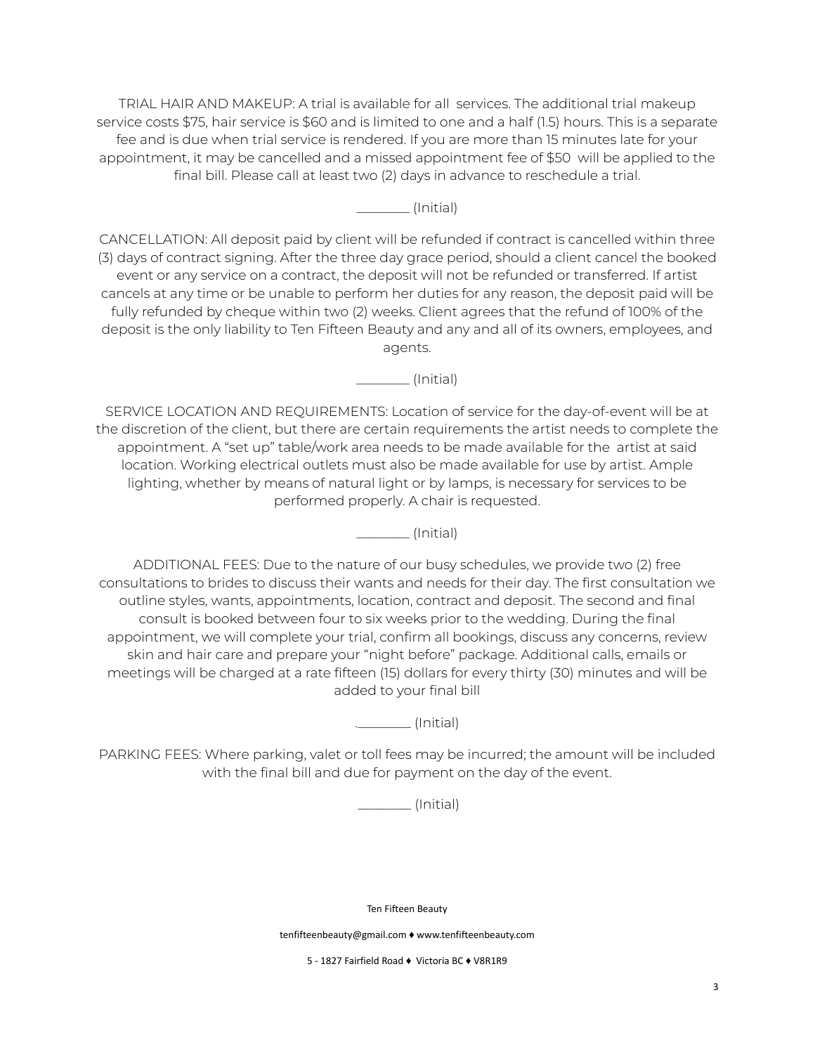TRIAL HAIR AND MAKEUP: A trial is available for all services. The additional trial makeup service costs $75, hair service is $60 and is limited to one and a half (1.5) hours. This is a separate fee and is due when trial service is rendered. If you are more than 15 minutes late for your appointment, it may be cancelled and a missed appointment fee of $50 will be applied to the final bill. Please call at least two (2) days in advance to reschedule a trial.

________ (Initial)

CANCELLATION: All deposit paid by client will be refunded if contract is cancelled within three (3) days of contract signing. After the three day grace period, should a client cancel the booked event or any service on a contract, the deposit will not be refunded or transferred. If artist cancels at any time or be unable to perform her duties for any reason, the deposit paid will be fully refunded by cheque within two (2) weeks. Client agrees that the refund of 100% of the deposit is the only liability to Ten Fifteen Beauty and any and all of its owners, employees, and agents.

________ (Initial)

SERVICE LOCATION AND REQUIREMENTS: Location of service for the day-of-event will be at the discretion of the client, but there are certain requirements the artist needs to complete the appointment. A "set up" table/work area needs to be made available for the artist at said location. Working electrical outlets must also be made available for use by artist. Ample lighting, whether by means of natural light or by lamps, is necessary for services to be performed properly. A chair is requested.

________ (Initial)

ADDITIONAL FEES: Due to the nature of our busy schedules, we provide two (2) free consultations to brides to discuss their wants and needs for their day. The first consultation we outline styles, wants, appointments, location, contract and deposit. The second and final consult is booked between four to six weeks prior to the wedding. During the final appointment, we will complete your trial, confirm all bookings, discuss any concerns, review skin and hair care and prepare your "night before" package. Additional calls, emails or meetings will be charged at a rate fifteen (15) dollars for every thirty (30) minutes and will be added to your final bill

.________ (Initial)

PARKING FEES: Where parking, valet or toll fees may be incurred; the amount will be included with the final bill and due for payment on the day of the event.

________ (Initial)

Ten Fifteen Beauty

tenfifteenbeauty@gmail.com ♦ www.tenfifteenbeauty.com

5 - 1827 Fairfield Road ♦ Victoria BC ♦ V8R1R9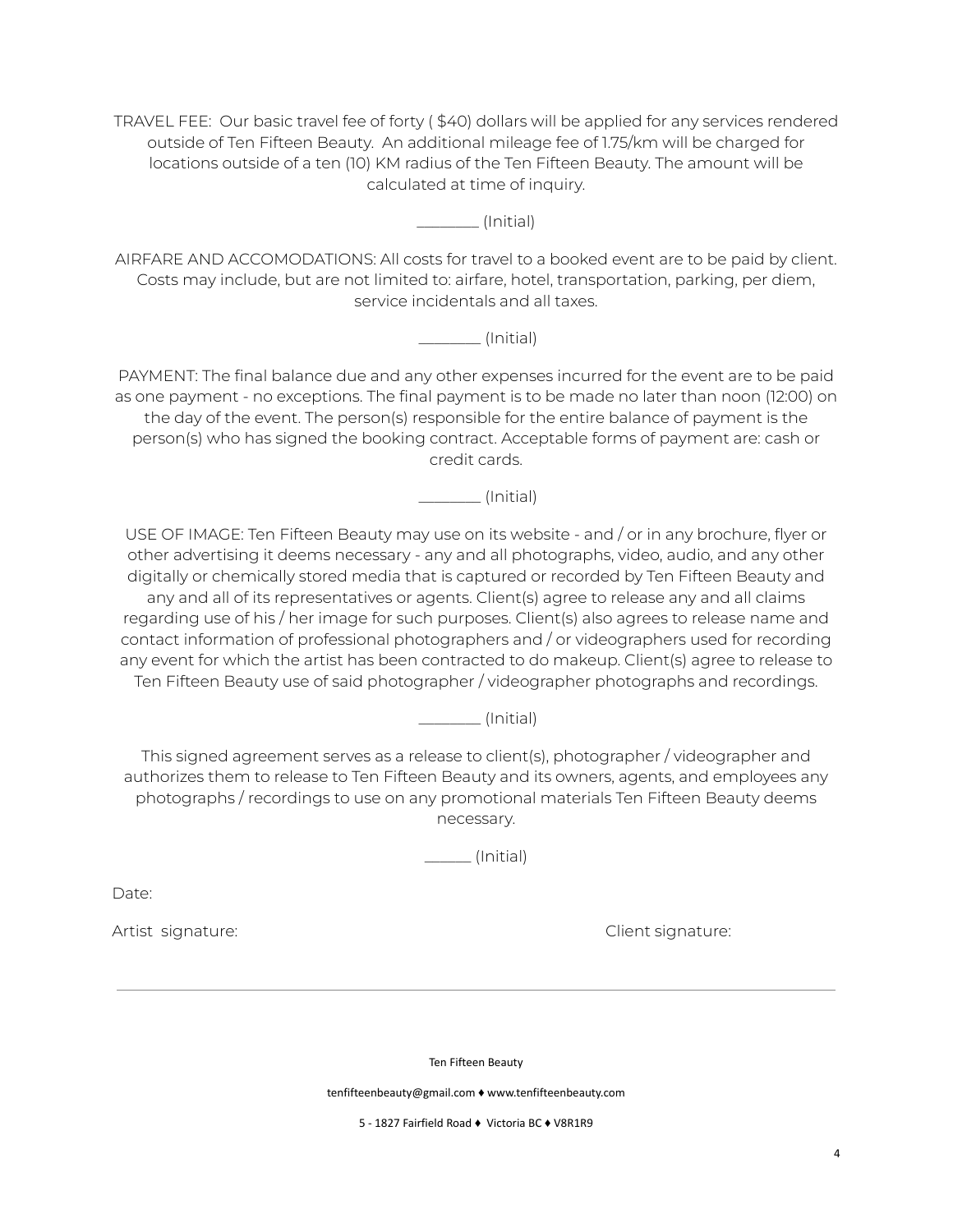TRAVEL FEE: Our basic travel fee of forty ( $40) dollars will be applied for any services rendered outside of Ten Fifteen Beauty. An additional mileage fee of 1.75/km will be charged for locations outside of a ten (10) KM radius of the Ten Fifteen Beauty. The amount will be calculated at time of inquiry.

________ (Initial)

AIRFARE AND ACCOMODATIONS: All costs for travel to a booked event are to be paid by client. Costs may include, but are not limited to: airfare, hotel, transportation, parking, per diem, service incidentals and all taxes.

________ (Initial)

PAYMENT: The final balance due and any other expenses incurred for the event are to be paid as one payment - no exceptions. The final payment is to be made no later than noon (12:00) on the day of the event. The person(s) responsible for the entire balance of payment is the person(s) who has signed the booking contract. Acceptable forms of payment are: cash or credit cards.

________ (Initial)

USE OF IMAGE: Ten Fifteen Beauty may use on its website - and / or in any brochure, flyer or other advertising it deems necessary - any and all photographs, video, audio, and any other digitally or chemically stored media that is captured or recorded by Ten Fifteen Beauty and any and all of its representatives or agents. Client(s) agree to release any and all claims regarding use of his / her image for such purposes. Client(s) also agrees to release name and contact information of professional photographers and / or videographers used for recording any event for which the artist has been contracted to do makeup. Client(s) agree to release to Ten Fifteen Beauty use of said photographer / videographer photographs and recordings.

________ (Initial)

This signed agreement serves as a release to client(s), photographer / videographer and authorizes them to release to Ten Fifteen Beauty and its owners, agents, and employees any photographs / recordings to use on any promotional materials Ten Fifteen Beauty deems necessary.

______ (Initial)

Date:

Artist signature: Client signature:

---

Ten Fifteen Beauty

tenfifteenbeauty@gmail.com ♦ www.tenfifteenbeauty.com

5 - 1827 Fairfield Road ♦ Victoria BC ♦ V8R1R9